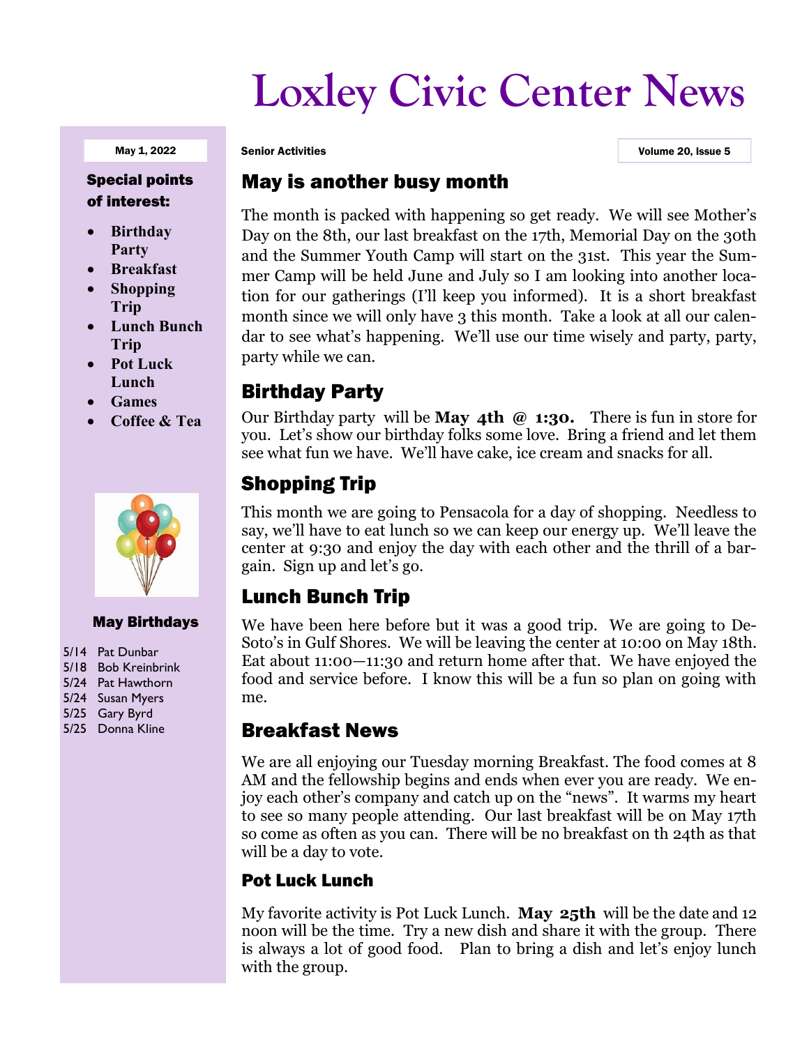# Loxley Civic Center News

May 1, 2022

**Special points of interest:**

- Birthday Party
- Breakfast
- Shopping Trip
- Lunch Bunch Trip
- Pot Luck Lunch
- Games
- Coffee & Tea

**May Birthdays**

5/14 Pat Dunbar
5/18 Bob Kreinbrink
5/24 Pat Hawthorn
5/24 Susan Myers
5/25 Gary Byrd
5/25 Donna Kline

Senior Activities

## May is another busy month

The month is packed with happening so get ready. We will see Mother's Day on the 8th, our last breakfast on the 17th, Memorial Day on the 30th and the Summer Youth Camp will start on the 31st. This year the Summer Camp will be held June and July so I am looking into another location for our gatherings (I'll keep you informed). It is a short breakfast month since we will only have 3 this month. Take a look at all our calendar to see what's happening. We'll use our time wisely and party, party, party while we can.

## Birthday Party

Our Birthday party will be **May 4th @ 1:30.** There is fun in store for you. Let's show our birthday folks some love. Bring a friend and let them see what fun we have. We'll have cake, ice cream and snacks for all.

## Shopping Trip

This month we are going to Pensacola for a day of shopping. Needless to say, we'll have to eat lunch so we can keep our energy up. We'll leave the center at 9:30 and enjoy the day with each other and the thrill of a bargain. Sign up and let's go.

## Lunch Bunch Trip

We have been here before but it was a good trip. We are going to DeSoto's in Gulf Shores. We will be leaving the center at 10:00 on May 18th. Eat about 11:00—11:30 and return home after that. We have enjoyed the food and service before. I know this will be a fun so plan on going with me.

## Breakfast News

We are all enjoying our Tuesday morning Breakfast. The food comes at 8 AM and the fellowship begins and ends when ever you are ready. We enjoy each other's company and catch up on the "news". It warms my heart to see so many people attending. Our last breakfast will be on May 17th so come as often as you can. There will be no breakfast on th 24th as that will be a day to vote.

### Pot Luck Lunch

My favorite activity is Pot Luck Lunch. **May 25th** will be the date and 12 noon will be the time. Try a new dish and share it with the group. There is always a lot of good food. Plan to bring a dish and let's enjoy lunch with the group.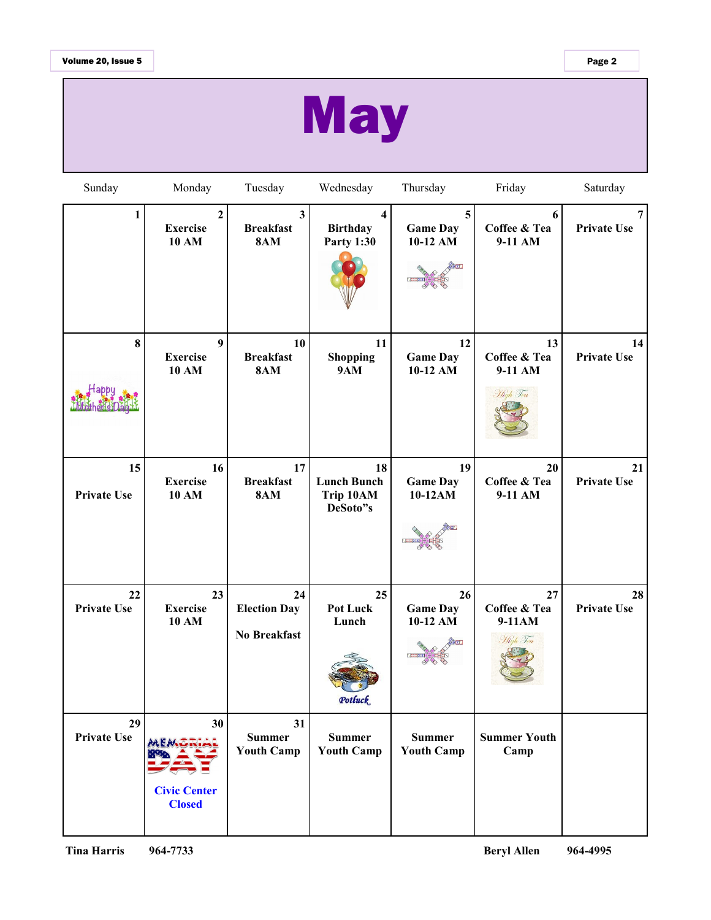# May

| Sunday | Monday | Tuesday | Wednesday | Thursday | Friday | Saturday |
|---|---|---|---|---|---|---|
| 1 | 2 Exercise 10 AM | 3 Breakfast 8AM | 4 Birthday Party 1:30 | 5 Game Day 10-12 AM | 6 Coffee & Tea 9-11 AM | 7 Private Use |
| 8 | 9 Exercise 10 AM | 10 Breakfast 8AM | 11 Shopping 9AM | 12 Game Day 10-12 AM | 13 Coffee & Tea 9-11 AM | 14 Private Use |
| 15 Private Use | 16 Exercise 10 AM | 17 Breakfast 8AM | 18 Lunch Bunch Trip 10AM DeSoto"s | 19 Game Day 10-12AM | 20 Coffee & Tea 9-11 AM | 21 Private Use |
| 22 Private Use | 23 Exercise 10 AM | 24 Election Day No Breakfast | 25 Pot Luck Lunch | 26 Game Day 10-12 AM | 27 Coffee & Tea 9-11AM | 28 Private Use |
| 29 Private Use | 30 Civic Center Closed | 31 Summer Youth Camp | Summer Youth Camp | Summer Youth Camp | Summer Youth Camp | |

**Tina Harris** 964-7733

**Beryl Allen** 964-4995